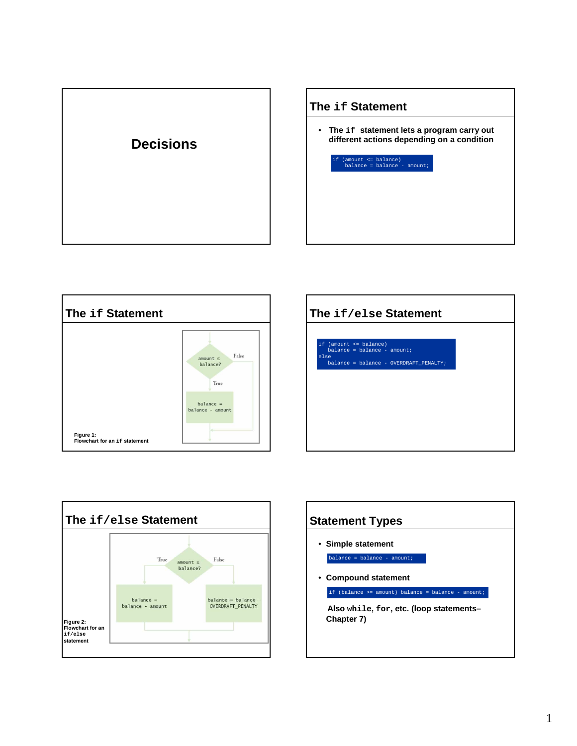# Decisions

## The if Statement

- The `if` statement lets a program carry out different actions depending on a condition

```
if (amount <= balance)
    balance = balance - amount;
```

## The if Statement

Figure 1:
Flowchart for an `if` statement

## The if/else Statement

```
if (amount <= balance)
    balance = balance - amount;
else
    balance = balance - OVERDRAFT_PENALTY;
```

## The if/else Statement

Figure 2:
Flowchart for an `if/else` statement

## Statement Types

- Simple statement

```
balance = balance - amount;
```

- Compound statement

```
if (balance >= amount) balance = balance - amount;
```

Also `while`, `for`, etc. (loop statements– Chapter 7)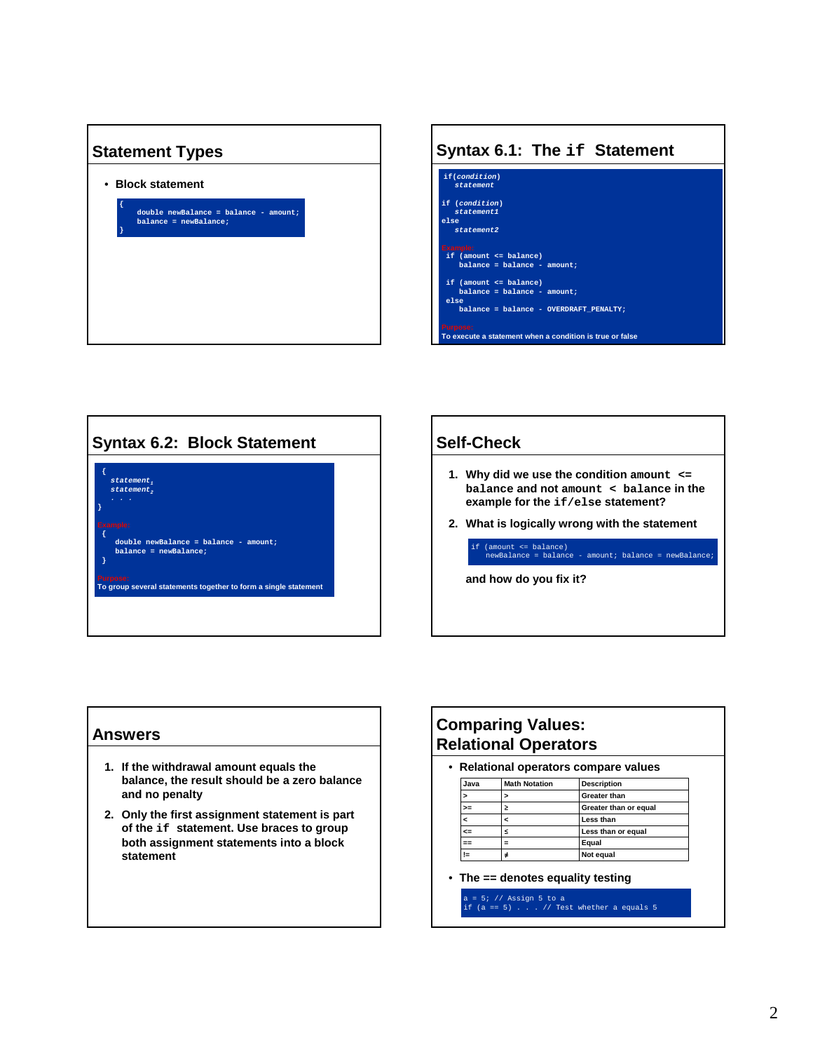## Statement Types

- Block statement

```
{
    double newBalance = balance - amount;
    balance = newBalance;
}
```

## Syntax 6.1: The `if` Statement

```
if(condition)
   statement

if (condition)
   statement1
else
   statement2
```

Example:

```
 if (amount <= balance)
    balance = balance - amount;

 if (amount <= balance)
    balance = balance - amount;
 else
    balance = balance - OVERDRAFT_PENALTY;
```

Purpose:

To execute a statement when a condition is true or false

## Syntax 6.2: Block Statement

```
{
  statement1
  statement2
  . . .
}
```

Example:

```
 {
    double newBalance = balance - amount;
    balance = newBalance;
 }
```

Purpose:

To group several statements together to form a single statement

## Self-Check

1. Why did we use the condition `amount <= balance` and not `amount < balance` in the example for the `if/else` statement?
2. What is logically wrong with the statement

```
if (amount <= balance)
   newBalance = balance - amount; balance = newBalance;
```

and how do you fix it?

## Answers

1. If the withdrawal amount equals the balance, the result should be a zero balance and no penalty
2. Only the first assignment statement is part of the `if` statement. Use braces to group both assignment statements into a block statement

## Comparing Values: Relational Operators

- Relational operators compare values

| Java | Math Notation | Description |
|---|---|---|
| > | > | Greater than |
| >= | ≥ | Greater than or equal |
| < | < | Less than |
| <= | ≤ | Less than or equal |
| == | = | Equal |
| != | ≠ | Not equal |

- The == denotes equality testing

```
a = 5; // Assign 5 to a
if (a == 5) . . . // Test whether a equals 5
```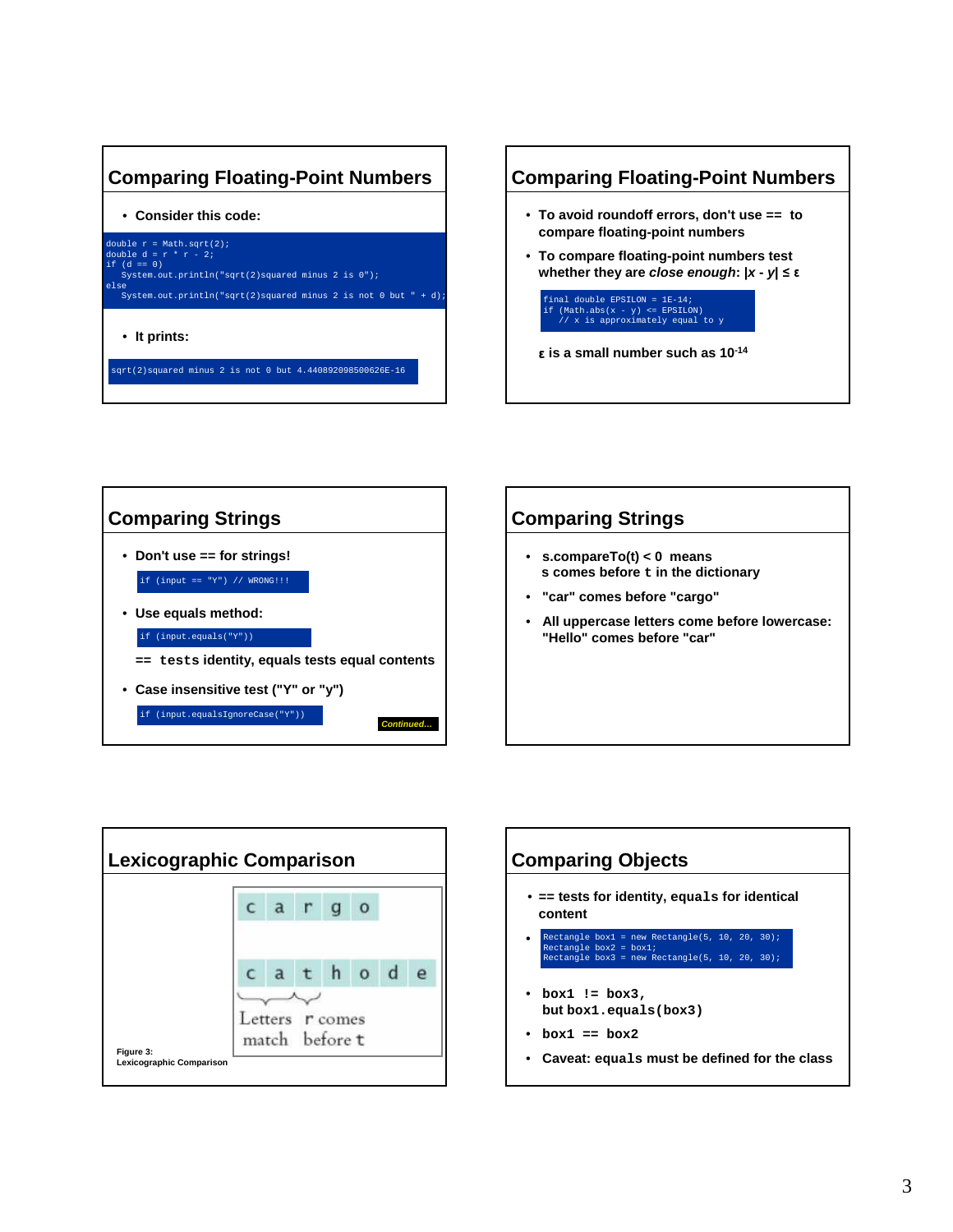## Comparing Floating-Point Numbers

- Consider this code:

```
double r = Math.sqrt(2);
double d = r * r - 2;
if (d == 0)
   System.out.println("sqrt(2)squared minus 2 is 0");
else
   System.out.println("sqrt(2)squared minus 2 is not 0 but " + d);
```

- It prints:

```
sqrt(2)squared minus 2 is not 0 but 4.440892098500626E-16
```

## Comparing Floating-Point Numbers

- To avoid roundoff errors, don't use `==` to compare floating-point numbers
- To compare floating-point numbers test whether they are *close enough*: $|x - y| \le \varepsilon$

```
final double EPSILON = 1E-14;
if (Math.abs(x - y) <= EPSILON)
   // x is approximately equal to y
```

$\varepsilon$ is a small number such as $10^{-14}$

## Comparing Strings

- Don't use == for strings!

```
if (input == "Y") // WRONG!!!
```

- Use equals method:

```
if (input.equals("Y"))
```

`==` tests identity, equals tests equal contents

- Case insensitive test ("Y" or "y")

```
if (input.equalsIgnoreCase("Y"))
```

*Continued…*

## Comparing Strings

- s.compareTo(t) < 0 means s comes before `t` in the dictionary
- "car" comes before "cargo"
- All uppercase letters come before lowercase: "Hello" comes before "car"

## Lexicographic Comparison

c a r g o

c a t h o d e

Letters match | r comes before t

Figure 3:
Lexicographic Comparison

## Comparing Objects

- `==` tests for identity, `equals` for identical content
- ```
  Rectangle box1 = new Rectangle(5, 10, 20, 30);
  Rectangle box2 = box1;
  Rectangle box3 = new Rectangle(5, 10, 20, 30);
  ```
- `box1 != box3`, but `box1.equals(box3)`
- `box1 == box2`
- Caveat: `equals` must be defined for the class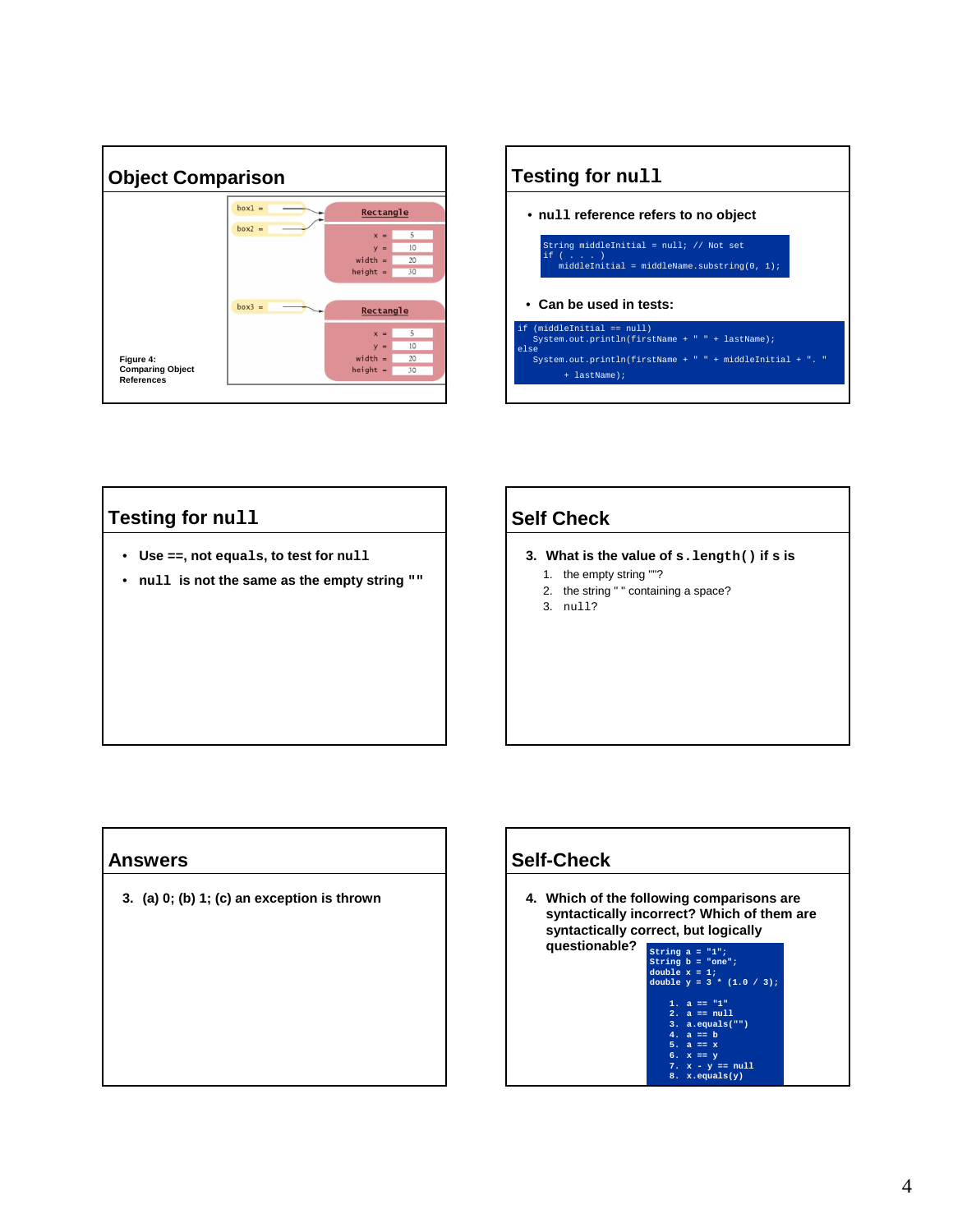## Object Comparison

box1 = → Rectangle (x = 5, y = 10, width = 20, height = 30)
box2 = → (same Rectangle as box1)
box3 = → Rectangle (x = 5, y = 10, width = 20, height = 30)

Figure 4:
Comparing Object References

## Testing for `null`

- `null` reference refers to no object

```
String middleInitial = null; // Not set
if ( . . . )
   middleInitial = middleName.substring(0, 1);
```

- Can be used in tests:

```
if (middleInitial == null)
   System.out.println(firstName + " " + lastName);
else
   System.out.println(firstName + " " + middleInitial + ". "
         + lastName);
```

## Testing for `null`

- Use `==`, not `equals`, to test for `null`
- `null` is not the same as the empty string `""`

## Self Check

3. What is the value of `s.length()` if s is
   1. the empty string ""?
   2. the string " " containing a space?
   3. `null`?

## Answers

3. (a) 0; (b) 1; (c) an exception is thrown

## Self-Check

4. Which of the following comparisons are syntactically incorrect? Which of them are syntactically correct, but logically questionable?

```
String a = "1";
String b = "one";
double x = 1;
double y = 3 * (1.0 / 3);

   1. a == "1"
   2. a == null
   3. a.equals("")
   4. a == b
   5. a == x
   6. x == y
   7. x - y == null
   8. x.equals(y)
```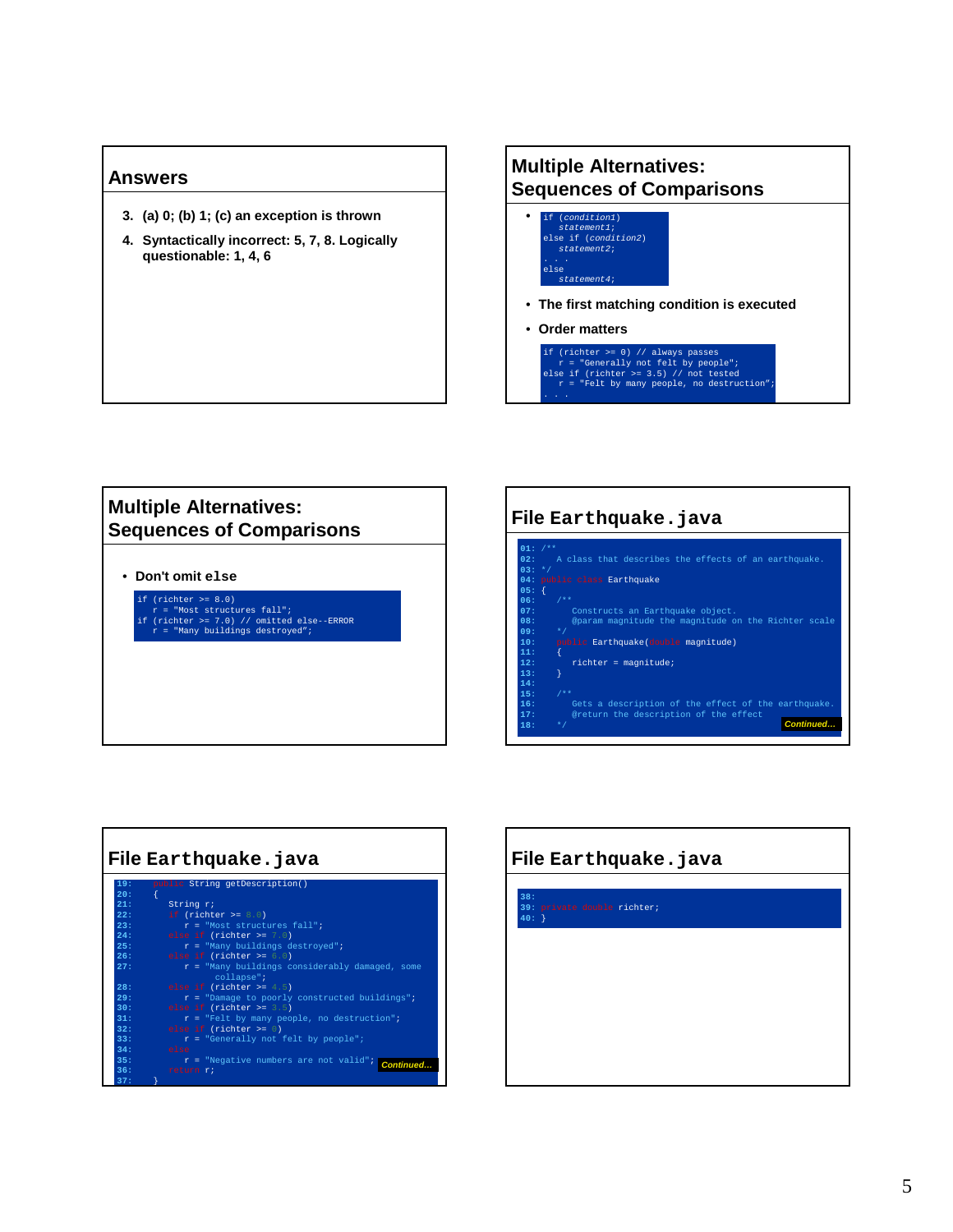## Answers

3. (a) 0; (b) 1; (c) an exception is thrown
4. Syntactically incorrect: 5, 7, 8. Logically questionable: 1, 4, 6

## Multiple Alternatives: Sequences of Comparisons

- ```
  if (condition1)
     statement1;
  else if (condition2)
     statement2;
  . . .
  else
     statement4;
  ```
- The first matching condition is executed
- Order matters

```
if (richter >= 0) // always passes
   r = "Generally not felt by people";
else if (richter >= 3.5) // not tested
   r = "Felt by many people, no destruction";
. . .
```

## Multiple Alternatives: Sequences of Comparisons

- Don't omit `else`

```
if (richter >= 8.0)
   r = "Most structures fall";
if (richter >= 7.0) // omitted else--ERROR
   r = "Many buildings destroyed";
```

## File `Earthquake.java`

```
01: /**
02:    A class that describes the effects of an earthquake.
03: */
04: public class Earthquake
05: {
06:    /**
07:       Constructs an Earthquake object.
08:       @param magnitude the magnitude on the Richter scale
09:    */
10:    public Earthquake(double magnitude)
11:    {
12:       richter = magnitude;
13:    }
14:
15:    /**
16:       Gets a description of the effect of the earthquake.
17:       @return the description of the effect
18:    */
```

*Continued...*

## File `Earthquake.java`

```
19:    public String getDescription()
20:    {
21:       String r;
22:       if (richter >= 8.0)
23:          r = "Most structures fall";
24:       else if (richter >= 7.0)
25:          r = "Many buildings destroyed";
26:       else if (richter >= 6.0)
27:          r = "Many buildings considerably damaged, some
                 collapse";
28:       else if (richter >= 4.5)
29:          r = "Damage to poorly constructed buildings";
30:       else if (richter >= 3.5)
31:          r = "Felt by many people, no destruction";
32:       else if (richter >= 0)
33:          r = "Generally not felt by people";
34:       else
35:          r = "Negative numbers are not valid";
36:       return r;
37:    }
```

*Continued...*

## File `Earthquake.java`

```
38:
39:    private double richter;
40: }
```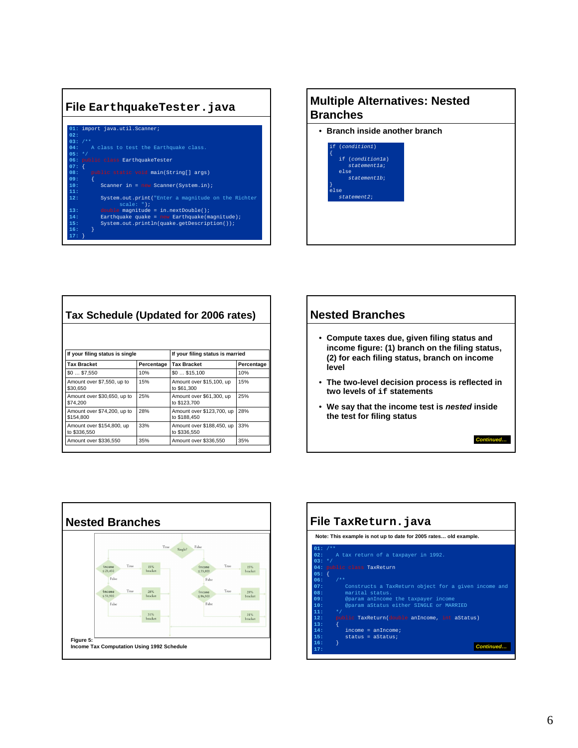## File `EarthquakeTester.java`

```
01: import java.util.Scanner;
02:
03: /**
04:    A class to test the Earthquake class.
05: */
06: public class EarthquakeTester
07: {
08:    public static void main(String[] args)
09:    {
10:       Scanner in = new Scanner(System.in);
11:
12:       System.out.print("Enter a magnitude on the Richter
             scale: ");
13:       double magnitude = in.nextDouble();
14:       Earthquake quake = new Earthquake(magnitude);
15:       System.out.println(quake.getDescription());
16:    }
17: }
```

## Multiple Alternatives: Nested Branches

- **Branch inside another branch**

```
if (condition1)
{
   if (condition1a)
      statement1a;
   else
      statement1b;
}
else
   statement2;
```

## Tax Schedule (Updated for 2006 rates)

| If your filing status is single | | If your filing status is married | |
|---|---|---|---|
| Tax Bracket | Percentage | Tax Bracket | Percentage |
| $0 … $7,550 | 10% | $0 … $15,100 | 10% |
| Amount over $7,550, up to $30,650 | 15% | Amount over $15,100, up to $61,300 | 15% |
| Amount over $30,650, up to $74,200 | 25% | Amount over $61,300, up to $123,700 | 25% |
| Amount over $74,200, up to $154,800 | 28% | Amount over $123,700, up to $188,450 | 28% |
| Amount over $154,800, up to $336,550 | 33% | Amount over $188,450, up to $336,550 | 33% |
| Amount over $336,550 | 35% | Amount over $336,550 | 35% |

## Nested Branches

- **Compute taxes due, given filing status and income figure: (1) branch on the filing status, (2) for each filing status, branch on income level**
- **The two-level decision process is reflected in two levels of `if` statements**
- **We say that the income test is *nested* inside the test for filing status**

*Continued…*

## Nested Branches

**Figure 5:**
**Income Tax Computation Using 1992 Schedule**

## File `TaxReturn.java`

**Note: This example is not up to date for 2005 rates… old example.**

```
01: /**
02:    A tax return of a taxpayer in 1992.
03: */
04: public class TaxReturn
05: {
06:    /**
07:       Constructs a TaxReturn object for a given income and
08:       marital status.
09:       @param anIncome the taxpayer income
10:       @param aStatus either SINGLE or MARRIED
11:    */
12:    public TaxReturn(double anIncome, int aStatus)
13:    {
14:       income = anIncome;
15:       status = aStatus;
16:    }
17:
```

*Continued…*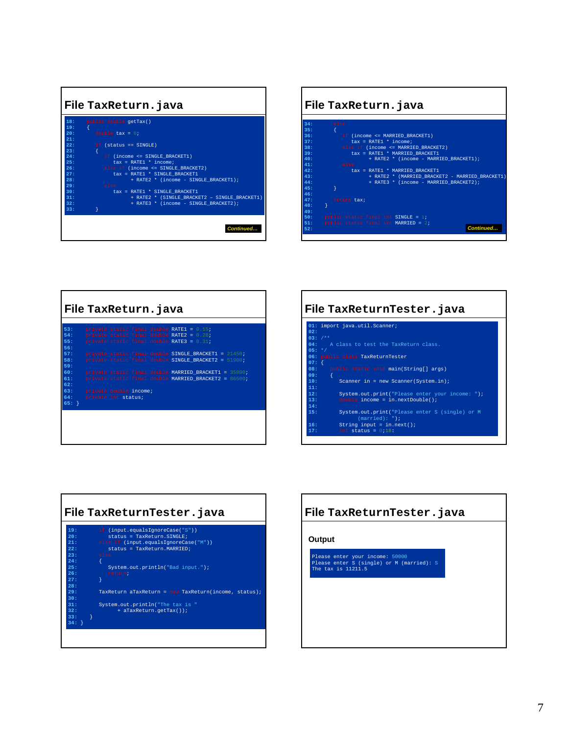## File TaxReturn.java

```
18:    public double getTax()
19:    {
20:       double tax = 0;
21:
22:       if (status == SINGLE)
23:       {
24:          if (income <= SINGLE_BRACKET1)
25:             tax = RATE1 * income;
26:          else if (income <= SINGLE_BRACKET2)
27:             tax = RATE1 * SINGLE_BRACKET1
28:                   + RATE2 * (income - SINGLE_BRACKET1);
29:          else
30:             tax = RATE1 * SINGLE_BRACKET1
31:                   + RATE2 * (SINGLE_BRACKET2 – SINGLE_BRACKET1)
32:                   + RATE3 * (income - SINGLE_BRACKET2);
33:       }
```

*Continued...*

## File TaxReturn.java

```
34:       else
35:       {
36:          if (income <= MARRIED_BRACKET1)
37:             tax = RATE1 * income;
38:          else if (income <= MARRIED_BRACKET2)
39:             tax = RATE1 * MARRIED_BRACKET1
40:                   + RATE2 * (income - MARRIED_BRACKET1);
41:          else
42:             tax = RATE1 * MARRIED_BRACKET1
43:                   + RATE2 * (MARRIED_BRACKET2 - MARRIED_BRACKET1)
44:                   + RATE3 * (income - MARRIED_BRACKET2);
45:       }
46:
47:       return tax;
48:    }
49:
50:    public static final int SINGLE = 1;
51:    public static final int MARRIED = 2;
52:
```

*Continued...*

## File TaxReturn.java

```
53:    private static final double RATE1 = 0.15;
54:    private static final double RATE2 = 0.28;
55:    private static final double RATE3 = 0.31;
56:
57:    private static final double SINGLE_BRACKET1 = 21450;
58:    private static final double SINGLE_BRACKET2 = 51900;
59:
60:    private static final double MARRIED_BRACKET1 = 35800;
61:    private static final double MARRIED_BRACKET2 = 86500;
62:
63:    private double income;
64:    private int status;
65: }
```

## File TaxReturnTester.java

```
01: import java.util.Scanner;
02:
03: /**
04:    A class to test the TaxReturn class.
05: */
06: public class TaxReturnTester
07: {
08:    public static void main(String[] args)
09:    {
10:       Scanner in = new Scanner(System.in);
11:
12:       System.out.print("Please enter your income: ");
13:       double income = in.nextDouble();
14:
15:       System.out.print("Please enter S (single) or M
             (married): ");
16:       String input = in.next();
17:       int status = 0;18:
```

## File TaxReturnTester.java

```
19:       if (input.equalsIgnoreCase("S"))
20:          status = TaxReturn.SINGLE;
21:       else if (input.equalsIgnoreCase("M"))
22:          status = TaxReturn.MARRIED;
23:       else
24:       {
25:          System.out.println("Bad input.");
26:          return;
27:       }
28:
29:       TaxReturn aTaxReturn = new TaxReturn(income, status);
30:
31:       System.out.println("The tax is "
32:             + aTaxReturn.getTax());
33:    }
34: }
```

## File TaxReturnTester.java

**Output**

```
Please enter your income: 50000
Please enter S (single) or M (married): S
The tax is 11211.5
```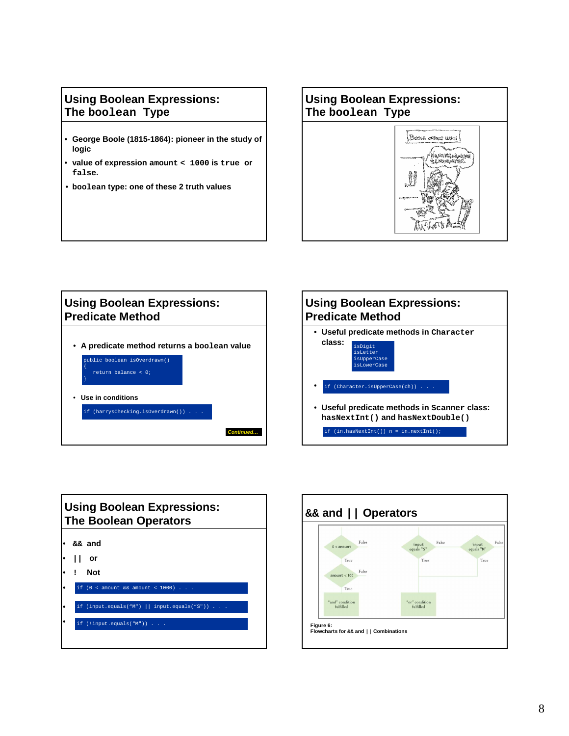## Using Boolean Expressions: The boolean Type

- George Boole (1815-1864): pioneer in the study of logic
- value of expression `amount < 1000` is `true` or `false`.
- boolean type: one of these 2 truth values

## Using Boolean Expressions: The boolean Type

## Using Boolean Expressions: Predicate Method

- A predicate method returns a boolean value

```
public boolean isOverdrawn()
{
    return balance < 0;
}
```

- Use in conditions

```
if (harrysChecking.isOverdrawn()) . . .
```

*Continued…*

## Using Boolean Expressions: Predicate Method

- Useful predicate methods in `Character` class:

```
isDigit
isLetter
isUpperCase
isLowerCase
```

- ```
  if (Character.isUpperCase(ch)) . . .
  ```

- Useful predicate methods in `Scanner` class: `hasNextInt()` and `hasNextDouble()`

```
if (in.hasNextInt()) n = in.nextInt();
```

## Using Boolean Expressions: The Boolean Operators

- `&&` and
- `||` or
- `!` Not
- ```
  if (0 < amount && amount < 1000) . . .
  ```
- ```
  if (input.equals("M") || input.equals("S")) . . .
  ```
- ```
  if (!input.equals("M")) . . .
  ```

## && and || Operators

Figure 6:
Flowcharts for && and || Combinations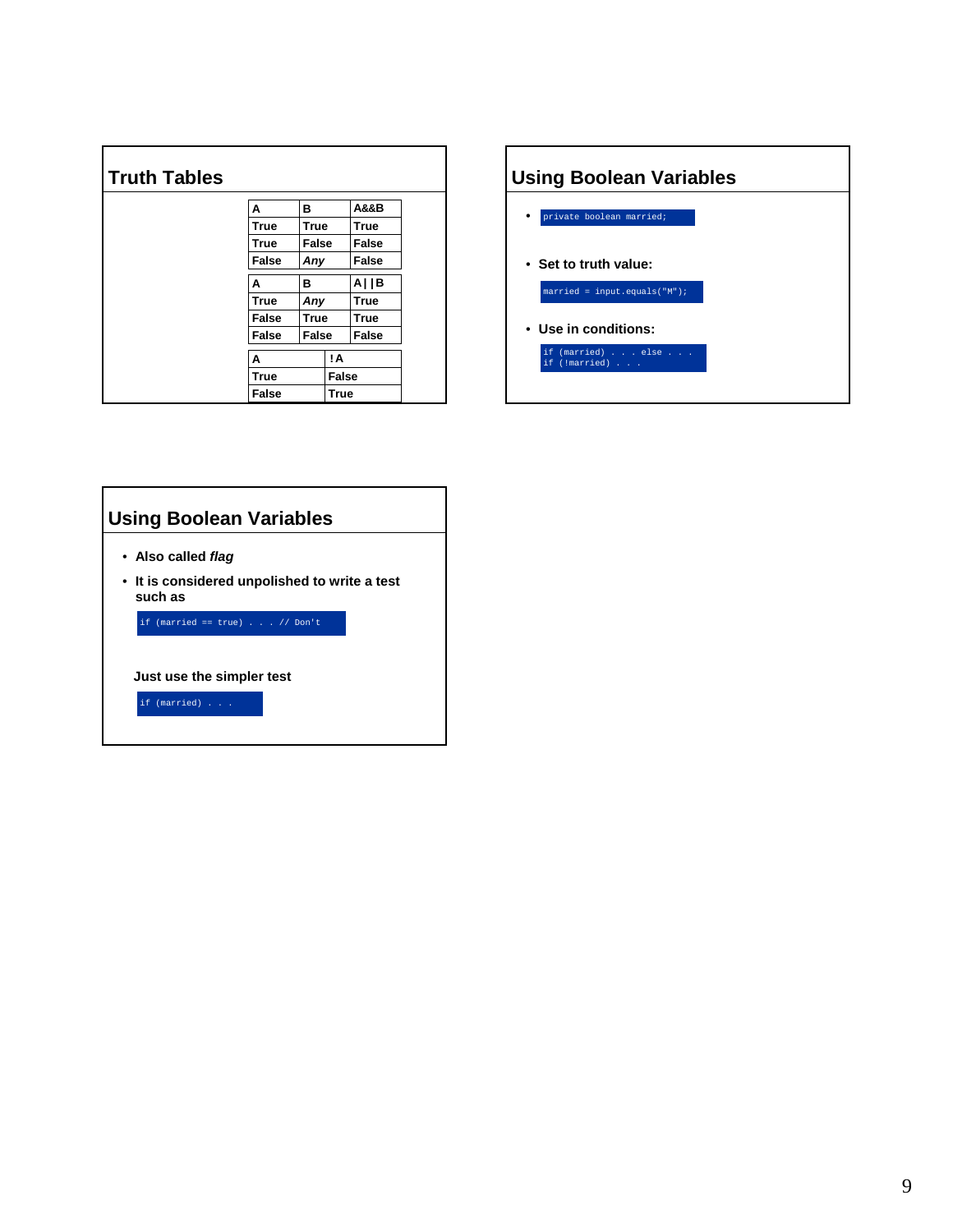## Truth Tables

| A | B | A&&B |
|---|---|---|
| True | True | True |
| True | False | False |
| False | *Any* | False |

| A | B | A\|\|B |
|---|---|---|
| True | *Any* | True |
| False | True | True |
| False | False | False |

| A | !A |
|---|---|
| True | False |
| False | True |

## Using Boolean Variables

- ```
  private boolean married;
  ```
- Set to truth value:

```
married = input.equals("M");
```

- Use in conditions:

```
if (married) . . . else . . .
if (!married) . . .
```

## Using Boolean Variables

- Also called *flag*
- It is considered unpolished to write a test such as

```
if (married == true) . . . // Don't
```

Just use the simpler test

```
if (married) . . .
```